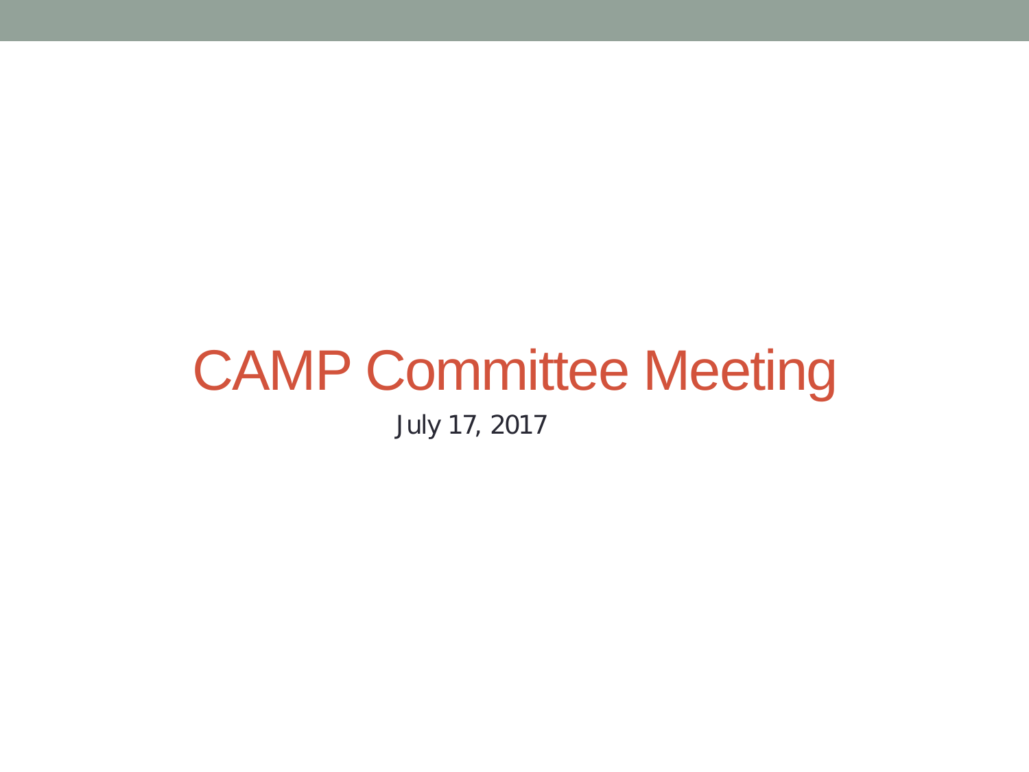# CAMP Committee Meeting

July 17, 2017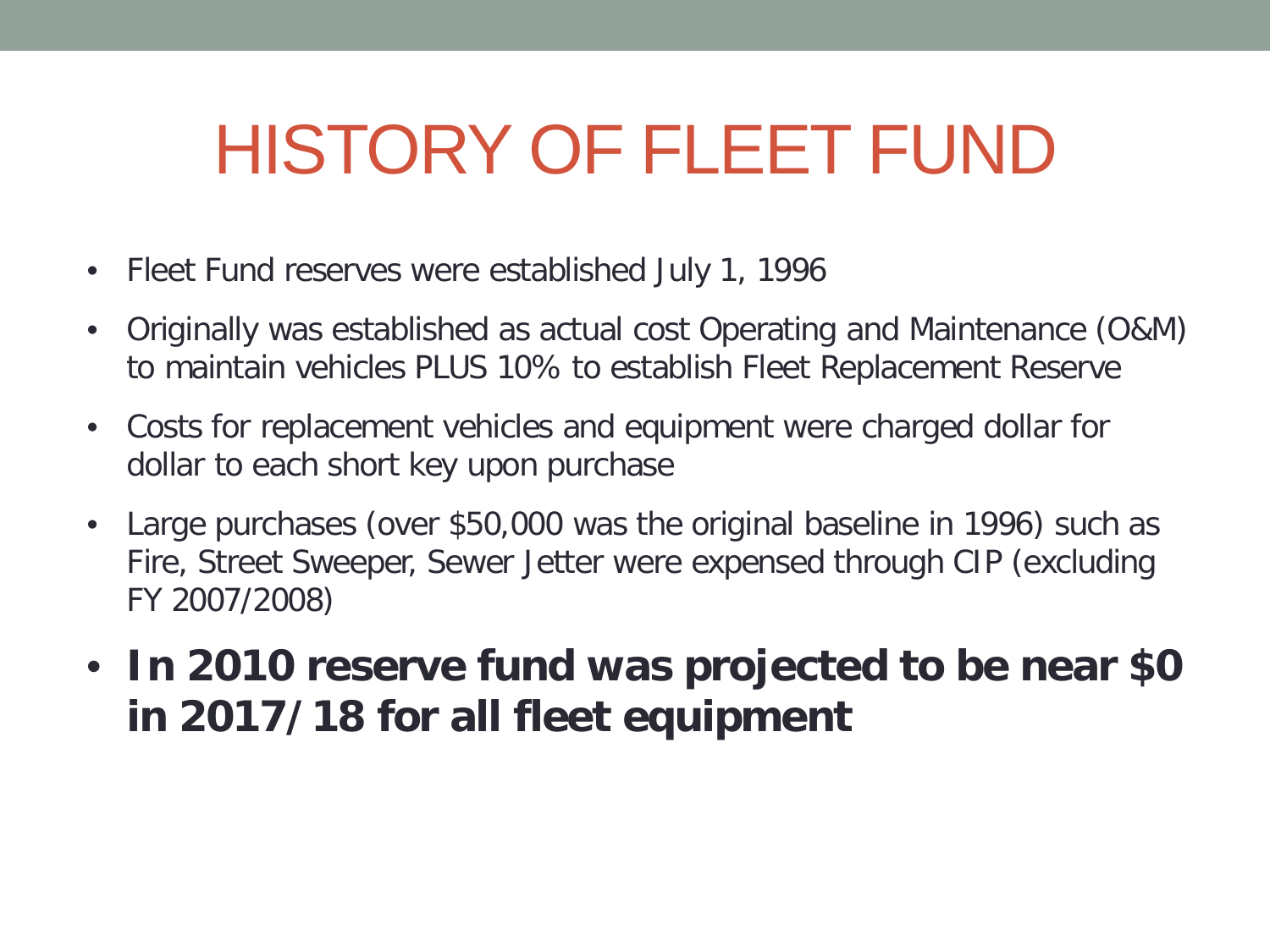# HISTORY OF FLEET FUND

- Fleet Fund reserves were established July 1, 1996
- Originally was established as actual cost Operating and Maintenance (O&M) to maintain vehicles PLUS 10% to establish Fleet Replacement Reserve
- Costs for replacement vehicles and equipment were charged dollar for dollar to each short key upon purchase
- Large purchases (over $50,000 was the original baseline in 1996) such as Fire, Street Sweeper, Sewer Jetter were expensed through CIP (excluding FY 2007/2008)
- **In 2010 reserve fund was projected to be near $0 in 2017/18 for all fleet equipment**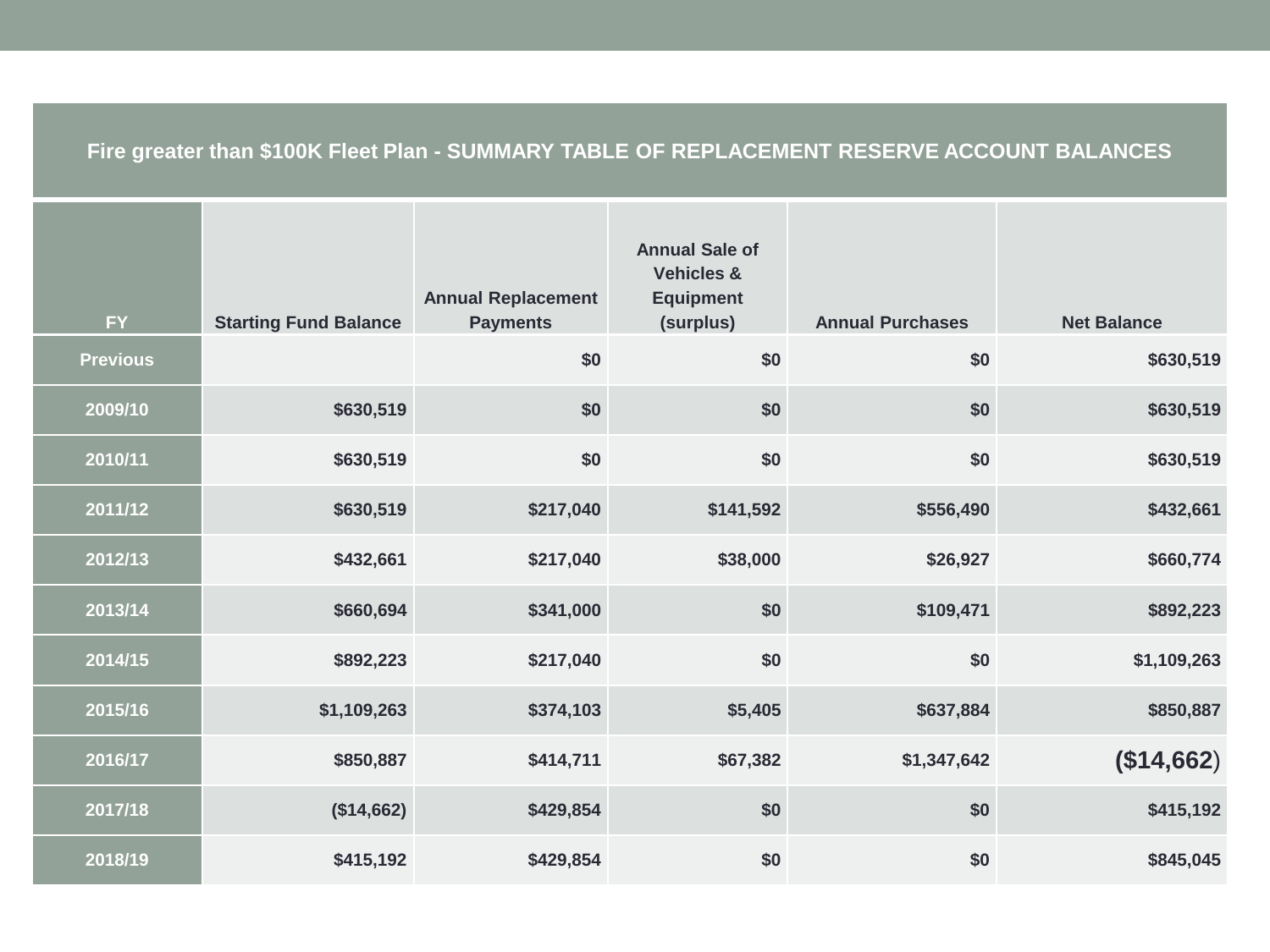| Fire greater than $100K Fleet Plan - SUMMARY TABLE OF REPLACEMENT RESERVE ACCOUNT BALANCES | | | | | |
|---|---|---|---|---|---|
| FY | Starting Fund Balance | Annual Replacement Payments | Annual Sale of Vehicles & Equipment (surplus) | Annual Purchases | Net Balance |
| Previous | | $0 | $0 | $0 | $630,519 |
| 2009/10 | $630,519 | $0 | $0 | $0 | $630,519 |
| 2010/11 | $630,519 | $0 | $0 | $0 | $630,519 |
| 2011/12 | $630,519 | $217,040 | $141,592 | $556,490 | $432,661 |
| 2012/13 | $432,661 | $217,040 | $38,000 | $26,927 | $660,774 |
| 2013/14 | $660,694 | $341,000 | $0 | $109,471 | $892,223 |
| 2014/15 | $892,223 | $217,040 | $0 | $0 | $1,109,263 |
| 2015/16 | $1,109,263 | $374,103 | $5,405 | $637,884 | $850,887 |
| 2016/17 | $850,887 | $414,711 | $67,382 | $1,347,642 | ($14,662) |
| 2017/18 | ($14,662) | $429,854 | $0 | $0 | $415,192 |
| 2018/19 | $415,192 | $429,854 | $0 | $0 | $845,045 |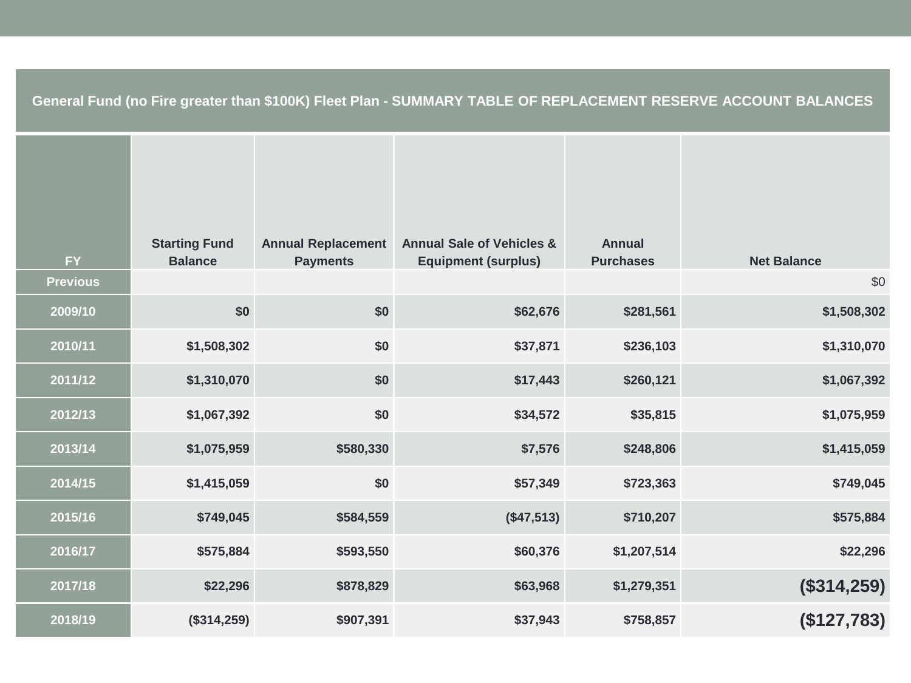## General Fund (no Fire greater than $100K) Fleet Plan - SUMMARY TABLE OF REPLACEMENT RESERVE ACCOUNT BALANCES

| FY | Starting Fund Balance | Annual Replacement Payments | Annual Sale of Vehicles & Equipment (surplus) | Annual Purchases | Net Balance |
|---|---|---|---|---|---|
| Previous | | | | | $0 |
| 2009/10 | $0 | $0 | $62,676 | $281,561 | $1,508,302 |
| 2010/11 | $1,508,302 | $0 | $37,871 | $236,103 | $1,310,070 |
| 2011/12 | $1,310,070 | $0 | $17,443 | $260,121 | $1,067,392 |
| 2012/13 | $1,067,392 | $0 | $34,572 | $35,815 | $1,075,959 |
| 2013/14 | $1,075,959 | $580,330 | $7,576 | $248,806 | $1,415,059 |
| 2014/15 | $1,415,059 | $0 | $57,349 | $723,363 | $749,045 |
| 2015/16 | $749,045 | $584,559 | ($47,513) | $710,207 | $575,884 |
| 2016/17 | $575,884 | $593,550 | $60,376 | $1,207,514 | $22,296 |
| 2017/18 | $22,296 | $878,829 | $63,968 | $1,279,351 | ($314,259) |
| 2018/19 | ($314,259) | $907,391 | $37,943 | $758,857 | ($127,783) |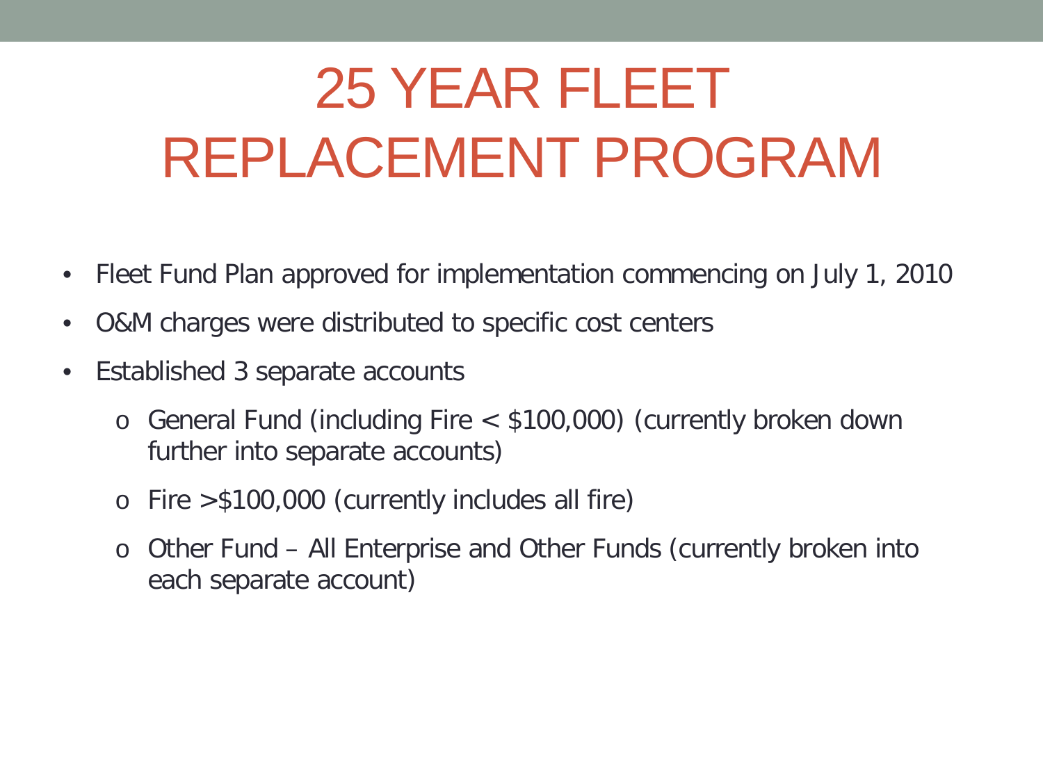# 25 YEAR FLEET REPLACEMENT PROGRAM

- Fleet Fund Plan approved for implementation commencing on July 1, 2010
- O&M charges were distributed to specific cost centers
- Established 3 separate accounts
  - General Fund (including Fire < $100,000) (currently broken down further into separate accounts)
  - Fire >$100,000 (currently includes all fire)
  - Other Fund – All Enterprise and Other Funds (currently broken into each separate account)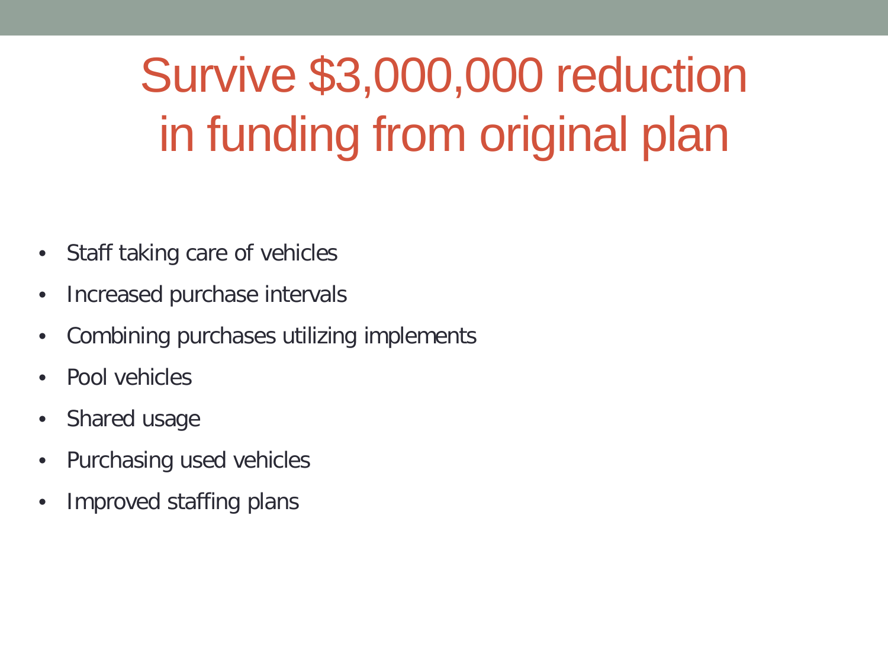# Survive $3,000,000 reduction in funding from original plan

- Staff taking care of vehicles
- Increased purchase intervals
- Combining purchases utilizing implements
- Pool vehicles
- Shared usage
- Purchasing used vehicles
- Improved staffing plans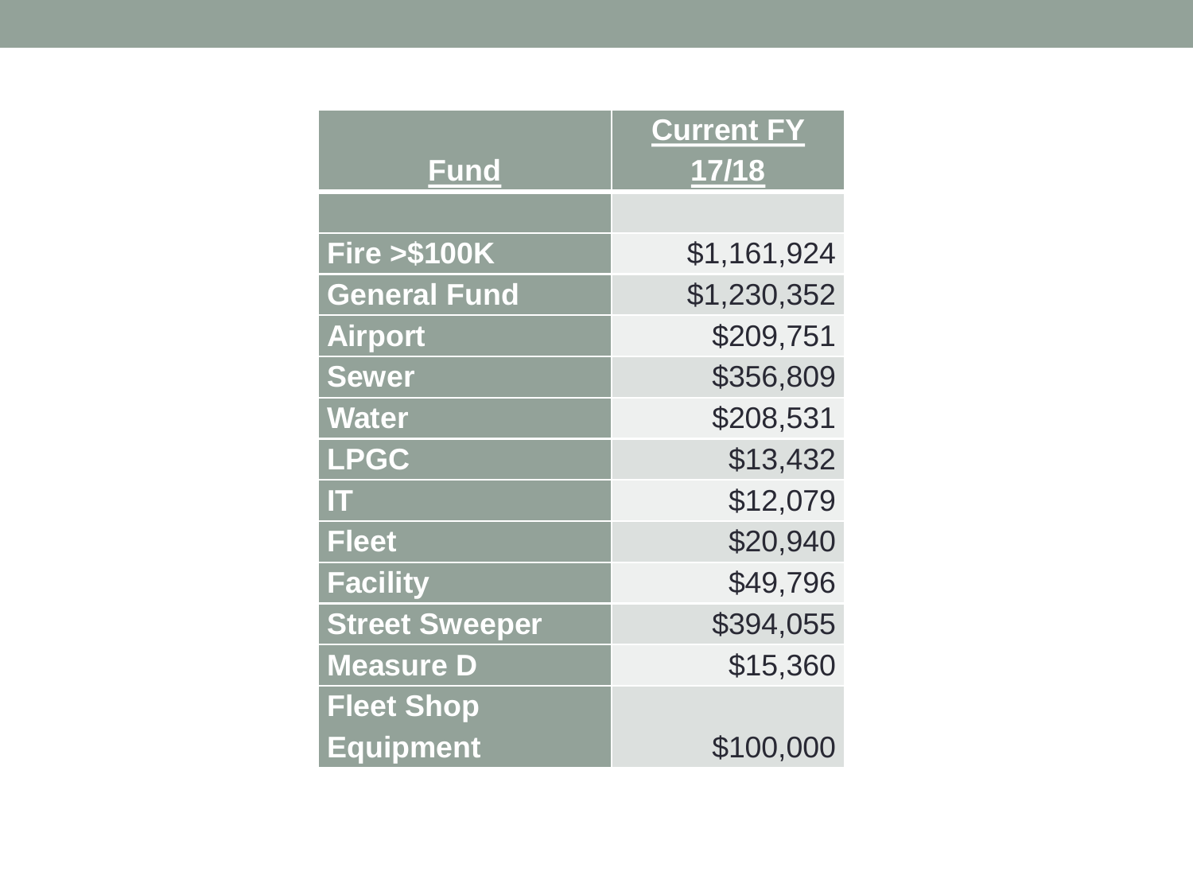| Fund | Current FY 17/18 |
|---|---|
| | |
| Fire >$100K | $1,161,924 |
| General Fund | $1,230,352 |
| Airport | $209,751 |
| Sewer | $356,809 |
| Water | $208,531 |
| LPGC | $13,432 |
| IT | $12,079 |
| Fleet | $20,940 |
| Facility | $49,796 |
| Street Sweeper | $394,055 |
| Measure D | $15,360 |
| Fleet Shop Equipment | $100,000 |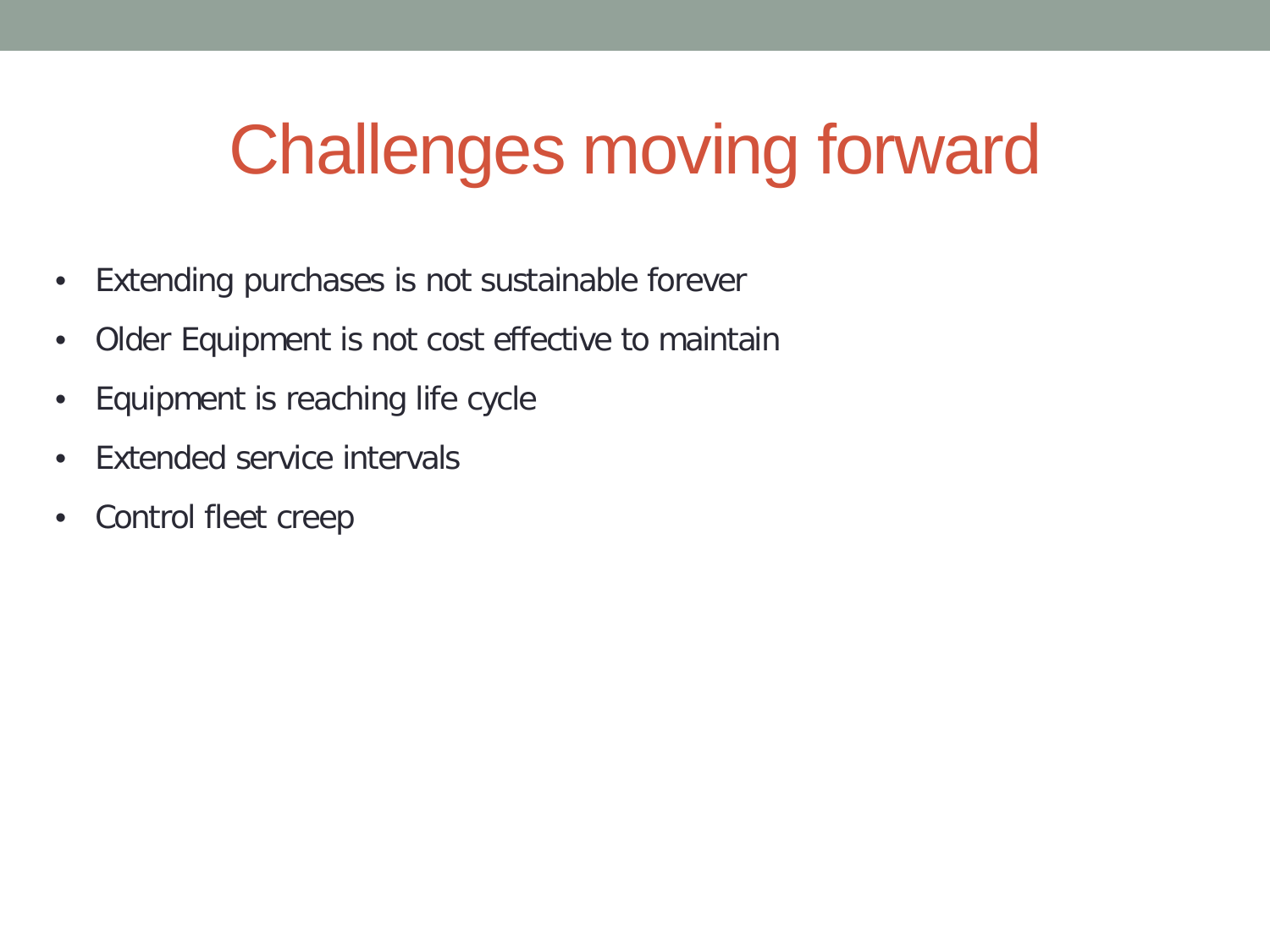# Challenges moving forward

- Extending purchases is not sustainable forever
- Older Equipment is not cost effective to maintain
- Equipment is reaching life cycle
- Extended service intervals
- Control fleet creep